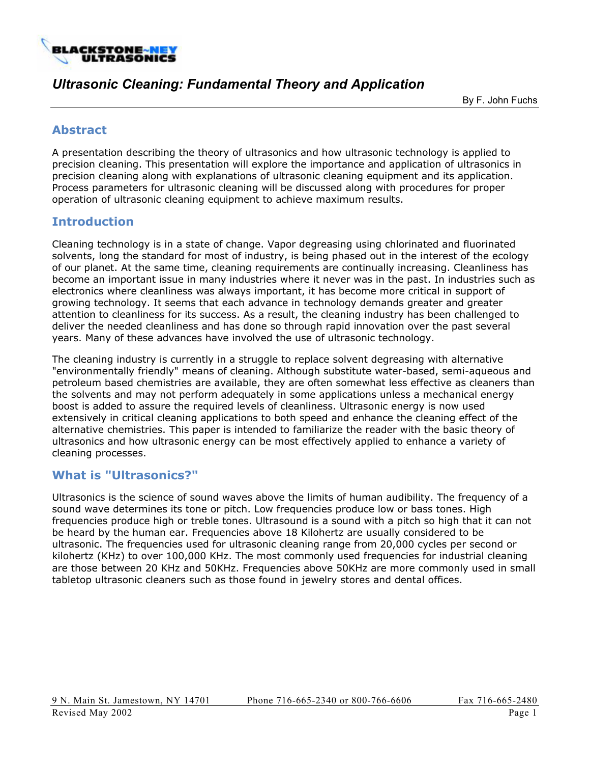# Ultrasonic Cleaning: Fundamental Theory and Application

By F. John Fuchs

## Abstract

A presentation describing the theory of ultrasonics and how ultrasonic technology is applied to precision cleaning. This presentation will explore the importance and application of ultrasonics in precision cleaning along with explanations of ultrasonic cleaning equipment and its application. Process parameters for ultrasonic cleaning will be discussed along with procedures for proper operation of ultrasonic cleaning equipment to achieve maximum results.

## Introduction

Cleaning technology is in a state of change. Vapor degreasing using chlorinated and fluorinated solvents, long the standard for most of industry, is being phased out in the interest of the ecology of our planet. At the same time, cleaning requirements are continually increasing. Cleanliness has become an important issue in many industries where it never was in the past. In industries such as electronics where cleanliness was always important, it has become more critical in support of growing technology. It seems that each advance in technology demands greater and greater attention to cleanliness for its success. As a result, the cleaning industry has been challenged to deliver the needed cleanliness and has done so through rapid innovation over the past several years. Many of these advances have involved the use of ultrasonic technology.

The cleaning industry is currently in a struggle to replace solvent degreasing with alternative "environmentally friendly" means of cleaning. Although substitute water-based, semi-aqueous and petroleum based chemistries are available, they are often somewhat less effective as cleaners than the solvents and may not perform adequately in some applications unless a mechanical energy boost is added to assure the required levels of cleanliness. Ultrasonic energy is now used extensively in critical cleaning applications to both speed and enhance the cleaning effect of the alternative chemistries. This paper is intended to familiarize the reader with the basic theory of ultrasonics and how ultrasonic energy can be most effectively applied to enhance a variety of cleaning processes.

## What is "Ultrasonics?"

Ultrasonics is the science of sound waves above the limits of human audibility. The frequency of a sound wave determines its tone or pitch. Low frequencies produce low or bass tones. High frequencies produce high or treble tones. Ultrasound is a sound with a pitch so high that it can not be heard by the human ear. Frequencies above 18 Kilohertz are usually considered to be ultrasonic. The frequencies used for ultrasonic cleaning range from 20,000 cycles per second or kilohertz (KHz) to over 100,000 KHz. The most commonly used frequencies for industrial cleaning are those between 20 KHz and 50KHz. Frequencies above 50KHz are more commonly used in small tabletop ultrasonic cleaners such as those found in jewelry stores and dental offices.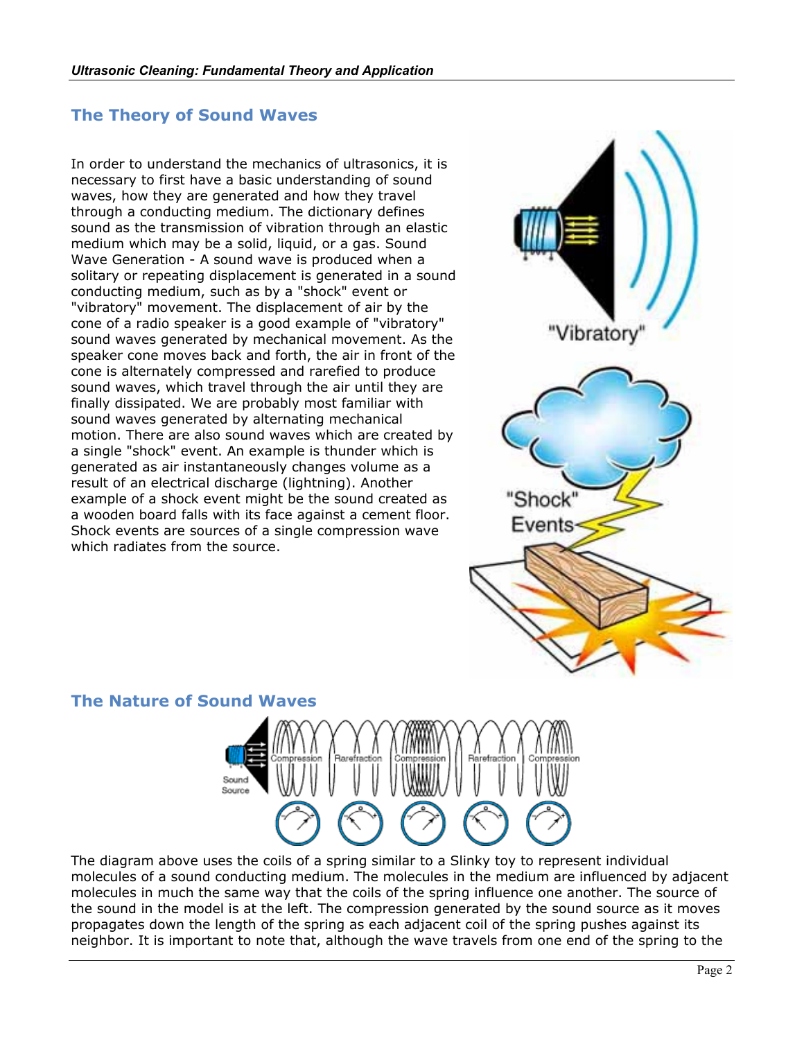## The Theory of Sound Waves

In order to understand the mechanics of ultrasonics, it is necessary to first have a basic understanding of sound waves, how they are generated and how they travel through a conducting medium. The dictionary defines sound as the transmission of vibration through an elastic medium which may be a solid, liquid, or a gas. Sound Wave Generation - A sound wave is produced when a solitary or repeating displacement is generated in a sound conducting medium, such as by a "shock" event or "vibratory" movement. The displacement of air by the cone of a radio speaker is a good example of "vibratory" sound waves generated by mechanical movement. As the speaker cone moves back and forth, the air in front of the cone is alternately compressed and rarefied to produce sound waves, which travel through the air until they are finally dissipated. We are probably most familiar with sound waves generated by alternating mechanical motion. There are also sound waves which are created by a single "shock" event. An example is thunder which is generated as air instantaneously changes volume as a result of an electrical discharge (lightning). Another example of a shock event might be the sound created as a wooden board falls with its face against a cement floor. Shock events are sources of a single compression wave which radiates from the source.

"Vibratory"

"Shock" Events

## The Nature of Sound Waves

Sound Source

Compression Rarefraction Compression Rarefraction Compression

The diagram above uses the coils of a spring similar to a Slinky toy to represent individual molecules of a sound conducting medium. The molecules in the medium are influenced by adjacent molecules in much the same way that the coils of the spring influence one another. The source of the sound in the model is at the left. The compression generated by the sound source as it moves propagates down the length of the spring as each adjacent coil of the spring pushes against its neighbor. It is important to note that, although the wave travels from one end of the spring to the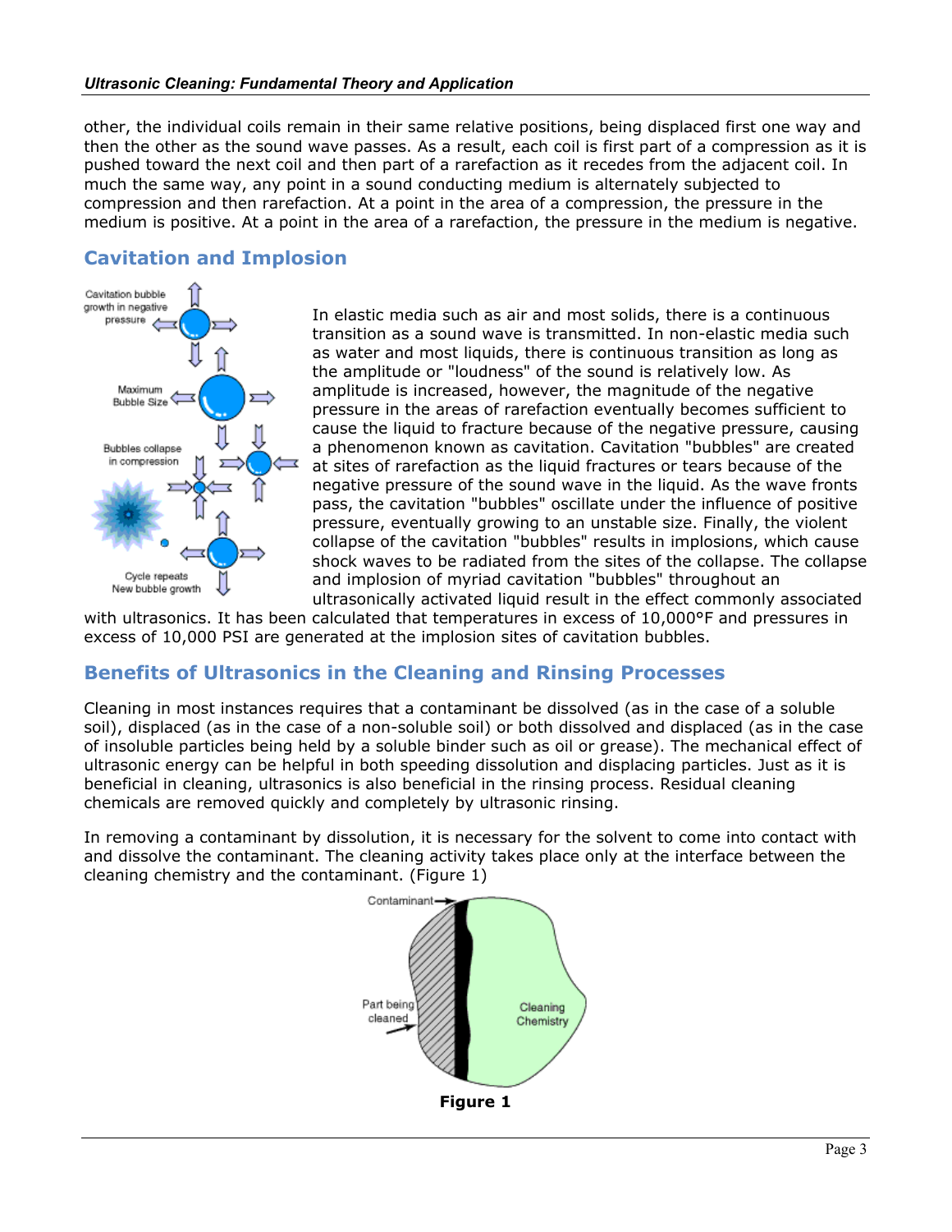other, the individual coils remain in their same relative positions, being displaced first one way and then the other as the sound wave passes. As a result, each coil is first part of a compression as it is pushed toward the next coil and then part of a rarefaction as it recedes from the adjacent coil. In much the same way, any point in a sound conducting medium is alternately subjected to compression and then rarefaction. At a point in the area of a compression, the pressure in the medium is positive. At a point in the area of a rarefaction, the pressure in the medium is negative.

## Cavitation and Implosion

In elastic media such as air and most solids, there is a continuous transition as a sound wave is transmitted. In non-elastic media such as water and most liquids, there is continuous transition as long as the amplitude or "loudness" of the sound is relatively low. As amplitude is increased, however, the magnitude of the negative pressure in the areas of rarefaction eventually becomes sufficient to cause the liquid to fracture because of the negative pressure, causing a phenomenon known as cavitation. Cavitation "bubbles" are created at sites of rarefaction as the liquid fractures or tears because of the negative pressure of the sound wave in the liquid. As the wave fronts pass, the cavitation "bubbles" oscillate under the influence of positive pressure, eventually growing to an unstable size. Finally, the violent collapse of the cavitation "bubbles" results in implosions, which cause shock waves to be radiated from the sites of the collapse. The collapse and implosion of myriad cavitation "bubbles" throughout an ultrasonically activated liquid result in the effect commonly associated with ultrasonics. It has been calculated that temperatures in excess of 10,000°F and pressures in excess of 10,000 PSI are generated at the implosion sites of cavitation bubbles.

## Benefits of Ultrasonics in the Cleaning and Rinsing Processes

Cleaning in most instances requires that a contaminant be dissolved (as in the case of a soluble soil), displaced (as in the case of a non-soluble soil) or both dissolved and displaced (as in the case of insoluble particles being held by a soluble binder such as oil or grease). The mechanical effect of ultrasonic energy can be helpful in both speeding dissolution and displacing particles. Just as it is beneficial in cleaning, ultrasonics is also beneficial in the rinsing process. Residual cleaning chemicals are removed quickly and completely by ultrasonic rinsing.

In removing a contaminant by dissolution, it is necessary for the solvent to come into contact with and dissolve the contaminant. The cleaning activity takes place only at the interface between the cleaning chemistry and the contaminant. (Figure 1)

**Figure 1**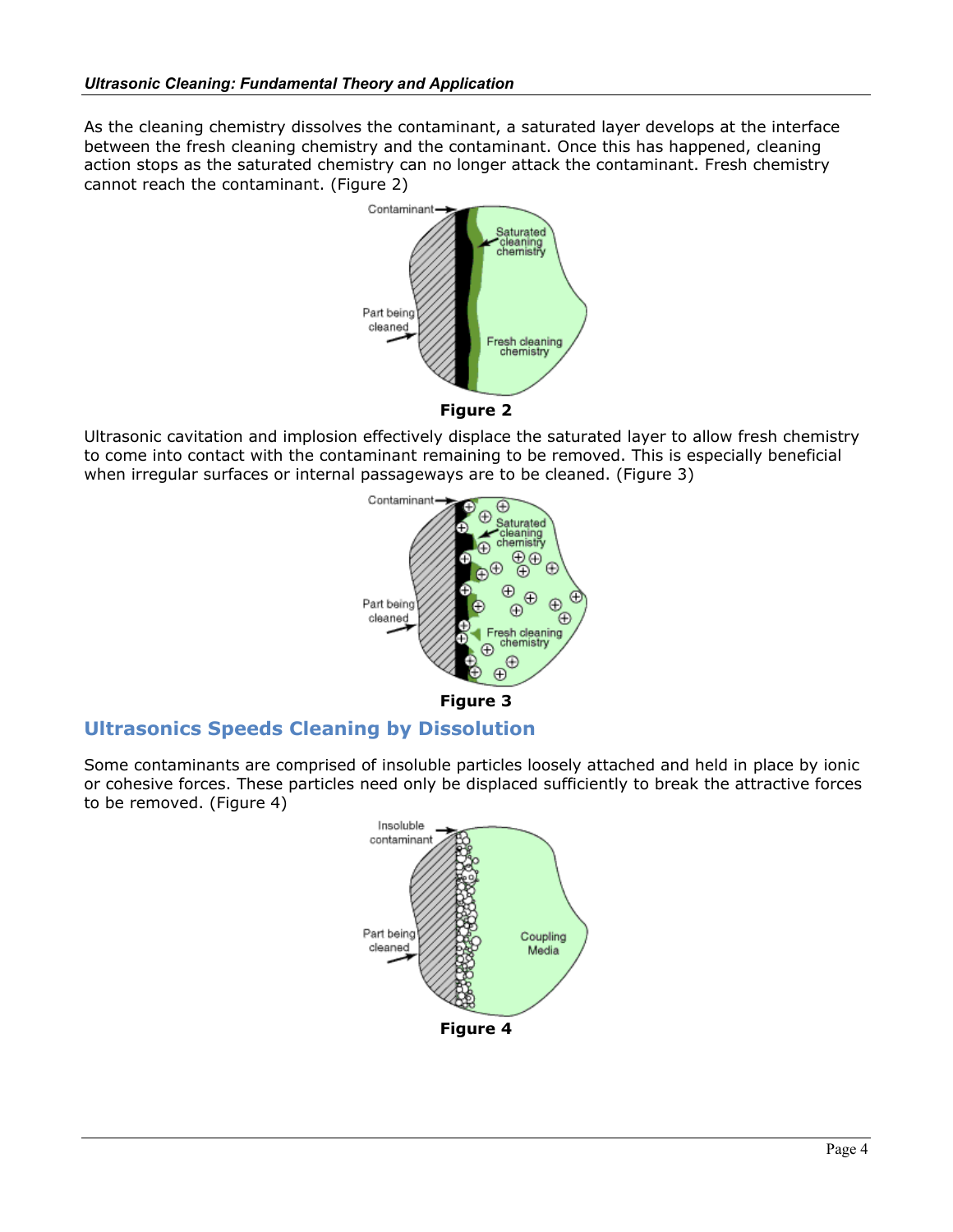As the cleaning chemistry dissolves the contaminant, a saturated layer develops at the interface between the fresh cleaning chemistry and the contaminant. Once this has happened, cleaning action stops as the saturated chemistry can no longer attack the contaminant. Fresh chemistry cannot reach the contaminant. (Figure 2)

**Figure 2**

Ultrasonic cavitation and implosion effectively displace the saturated layer to allow fresh chemistry to come into contact with the contaminant remaining to be removed. This is especially beneficial when irregular surfaces or internal passageways are to be cleaned. (Figure 3)

**Figure 3**

## Ultrasonics Speeds Cleaning by Dissolution

Some contaminants are comprised of insoluble particles loosely attached and held in place by ionic or cohesive forces. These particles need only be displaced sufficiently to break the attractive forces to be removed. (Figure 4)

**Figure 4**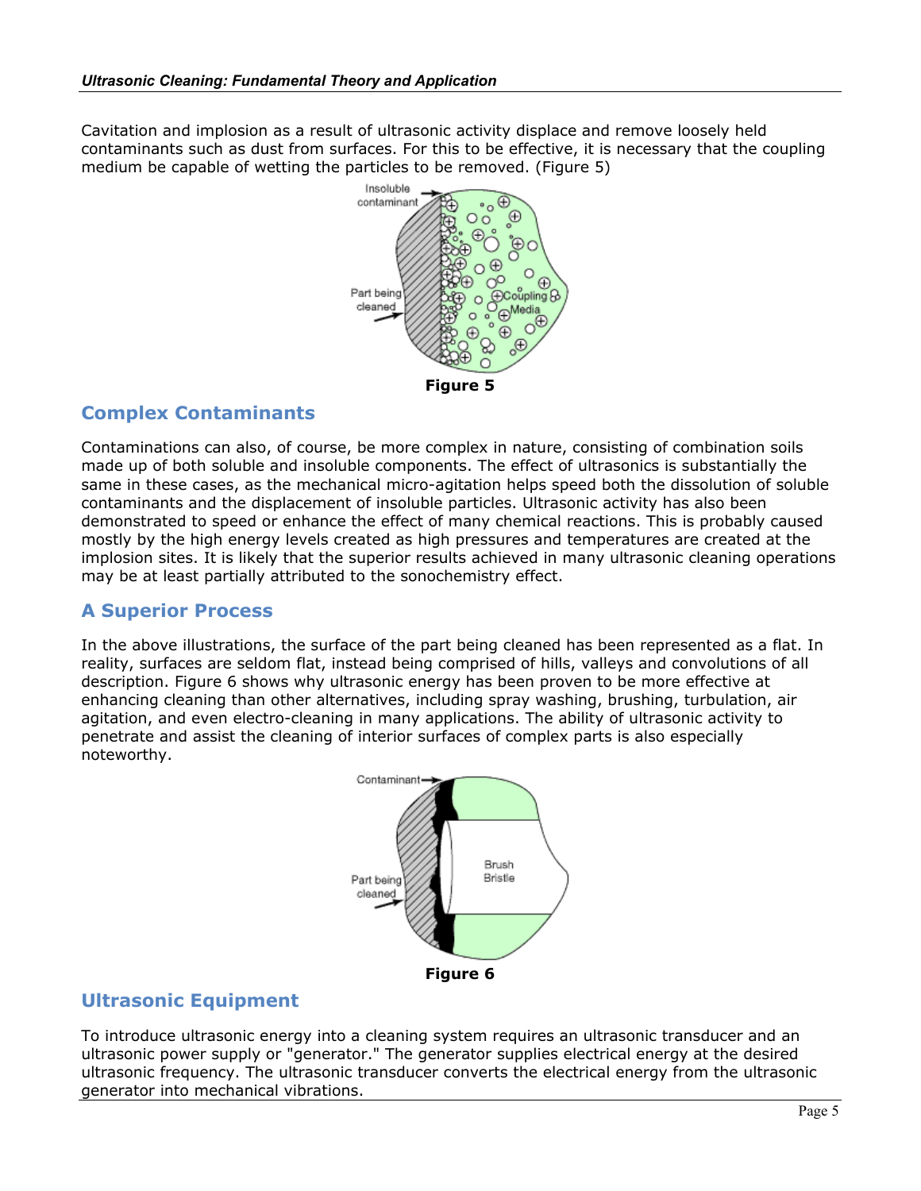Cavitation and implosion as a result of ultrasonic activity displace and remove loosely held contaminants such as dust from surfaces. For this to be effective, it is necessary that the coupling medium be capable of wetting the particles to be removed. (Figure 5)

**Figure 5**

## Complex Contaminants

Contaminations can also, of course, be more complex in nature, consisting of combination soils made up of both soluble and insoluble components. The effect of ultrasonics is substantially the same in these cases, as the mechanical micro-agitation helps speed both the dissolution of soluble contaminants and the displacement of insoluble particles. Ultrasonic activity has also been demonstrated to speed or enhance the effect of many chemical reactions. This is probably caused mostly by the high energy levels created as high pressures and temperatures are created at the implosion sites. It is likely that the superior results achieved in many ultrasonic cleaning operations may be at least partially attributed to the sonochemistry effect.

## A Superior Process

In the above illustrations, the surface of the part being cleaned has been represented as a flat. In reality, surfaces are seldom flat, instead being comprised of hills, valleys and convolutions of all description. Figure 6 shows why ultrasonic energy has been proven to be more effective at enhancing cleaning than other alternatives, including spray washing, brushing, turbulation, air agitation, and even electro-cleaning in many applications. The ability of ultrasonic activity to penetrate and assist the cleaning of interior surfaces of complex parts is also especially noteworthy.

**Figure 6**

## Ultrasonic Equipment

To introduce ultrasonic energy into a cleaning system requires an ultrasonic transducer and an ultrasonic power supply or "generator." The generator supplies electrical energy at the desired ultrasonic frequency. The ultrasonic transducer converts the electrical energy from the ultrasonic generator into mechanical vibrations.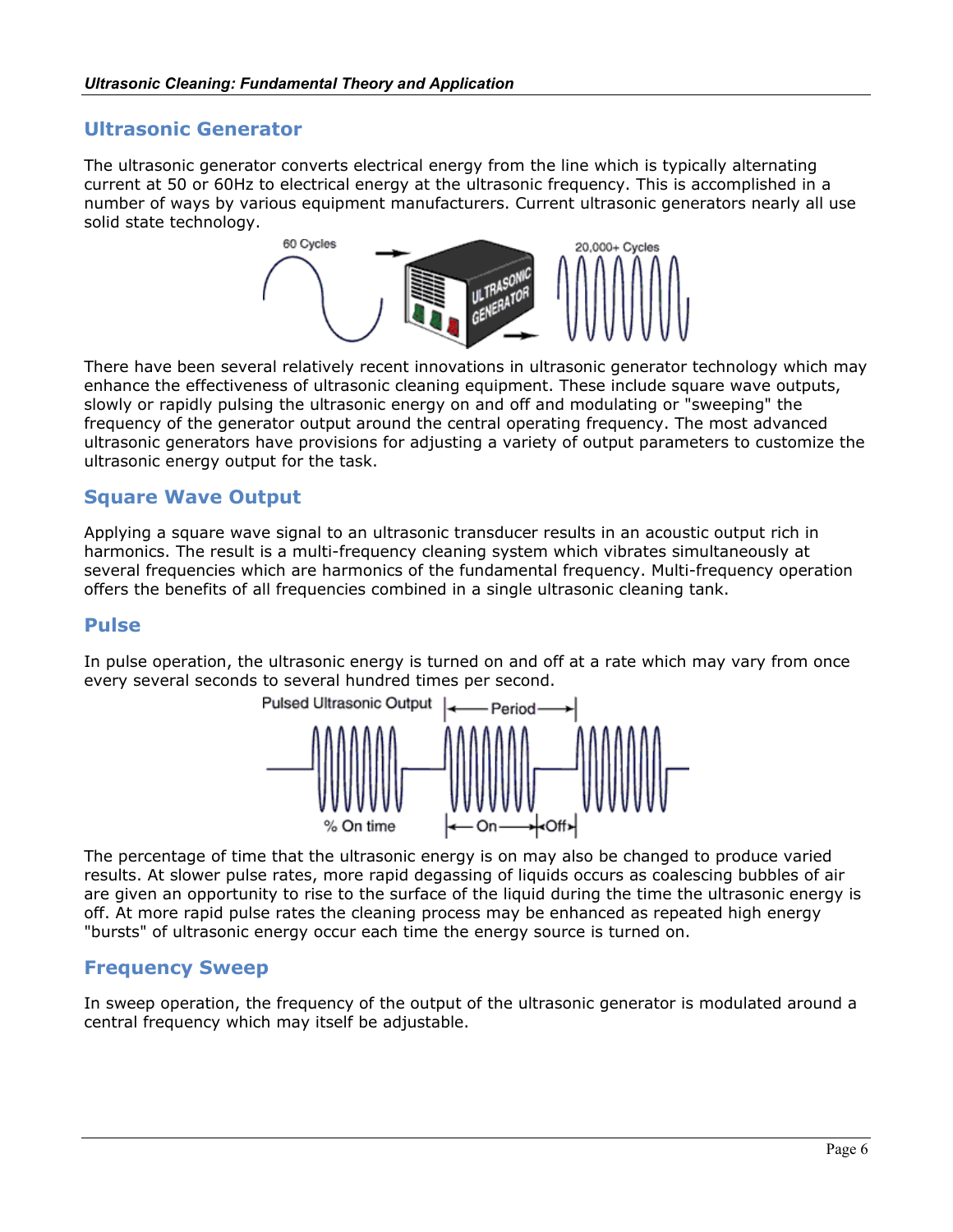## Ultrasonic Generator

The ultrasonic generator converts electrical energy from the line which is typically alternating current at 50 or 60Hz to electrical energy at the ultrasonic frequency. This is accomplished in a number of ways by various equipment manufacturers. Current ultrasonic generators nearly all use solid state technology.

There have been several relatively recent innovations in ultrasonic generator technology which may enhance the effectiveness of ultrasonic cleaning equipment. These include square wave outputs, slowly or rapidly pulsing the ultrasonic energy on and off and modulating or "sweeping" the frequency of the generator output around the central operating frequency. The most advanced ultrasonic generators have provisions for adjusting a variety of output parameters to customize the ultrasonic energy output for the task.

## Square Wave Output

Applying a square wave signal to an ultrasonic transducer results in an acoustic output rich in harmonics. The result is a multi-frequency cleaning system which vibrates simultaneously at several frequencies which are harmonics of the fundamental frequency. Multi-frequency operation offers the benefits of all frequencies combined in a single ultrasonic cleaning tank.

## Pulse

In pulse operation, the ultrasonic energy is turned on and off at a rate which may vary from once every several seconds to several hundred times per second.

The percentage of time that the ultrasonic energy is on may also be changed to produce varied results. At slower pulse rates, more rapid degassing of liquids occurs as coalescing bubbles of air are given an opportunity to rise to the surface of the liquid during the time the ultrasonic energy is off. At more rapid pulse rates the cleaning process may be enhanced as repeated high energy "bursts" of ultrasonic energy occur each time the energy source is turned on.

## Frequency Sweep

In sweep operation, the frequency of the output of the ultrasonic generator is modulated around a central frequency which may itself be adjustable.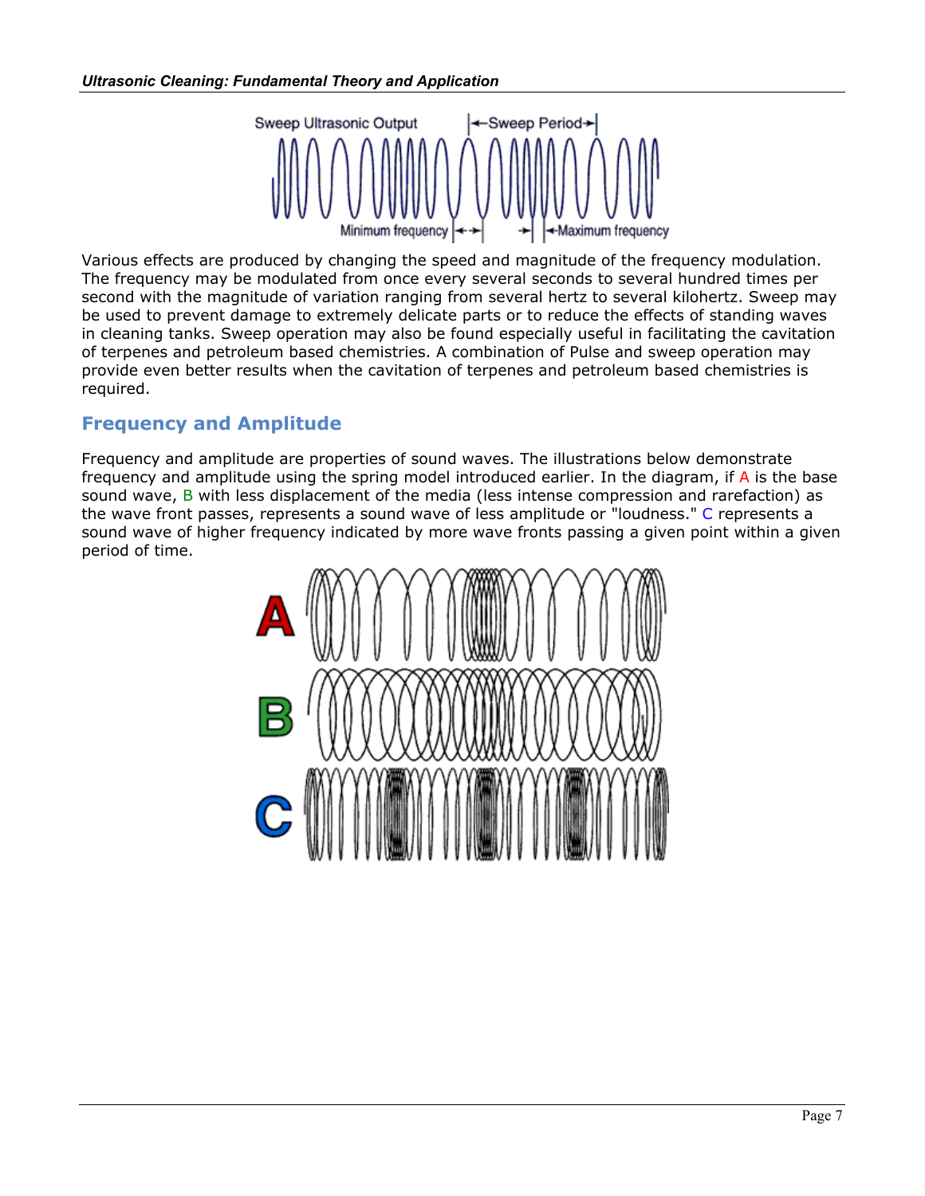Various effects are produced by changing the speed and magnitude of the frequency modulation. The frequency may be modulated from once every several seconds to several hundred times per second with the magnitude of variation ranging from several hertz to several kilohertz. Sweep may be used to prevent damage to extremely delicate parts or to reduce the effects of standing waves in cleaning tanks. Sweep operation may also be found especially useful in facilitating the cavitation of terpenes and petroleum based chemistries. A combination of Pulse and sweep operation may provide even better results when the cavitation of terpenes and petroleum based chemistries is required.

## Frequency and Amplitude

Frequency and amplitude are properties of sound waves. The illustrations below demonstrate frequency and amplitude using the spring model introduced earlier. In the diagram, if A is the base sound wave, B with less displacement of the media (less intense compression and rarefaction) as the wave front passes, represents a sound wave of less amplitude or "loudness." C represents a sound wave of higher frequency indicated by more wave fronts passing a given point within a given period of time.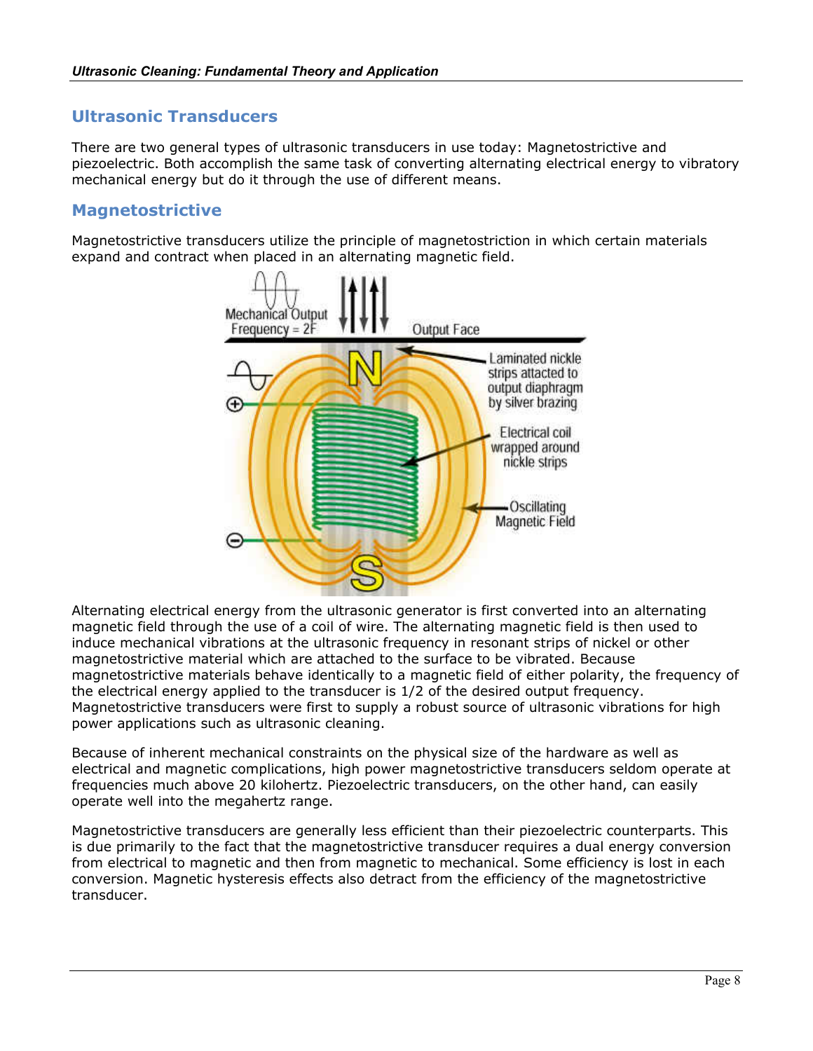## Ultrasonic Transducers

There are two general types of ultrasonic transducers in use today: Magnetostrictive and piezoelectric. Both accomplish the same task of converting alternating electrical energy to vibratory mechanical energy but do it through the use of different means.

## Magnetostrictive

Magnetostrictive transducers utilize the principle of magnetostriction in which certain materials expand and contract when placed in an alternating magnetic field.

Alternating electrical energy from the ultrasonic generator is first converted into an alternating magnetic field through the use of a coil of wire. The alternating magnetic field is then used to induce mechanical vibrations at the ultrasonic frequency in resonant strips of nickel or other magnetostrictive material which are attached to the surface to be vibrated. Because magnetostrictive materials behave identically to a magnetic field of either polarity, the frequency of the electrical energy applied to the transducer is 1/2 of the desired output frequency. Magnetostrictive transducers were first to supply a robust source of ultrasonic vibrations for high power applications such as ultrasonic cleaning.

Because of inherent mechanical constraints on the physical size of the hardware as well as electrical and magnetic complications, high power magnetostrictive transducers seldom operate at frequencies much above 20 kilohertz. Piezoelectric transducers, on the other hand, can easily operate well into the megahertz range.

Magnetostrictive transducers are generally less efficient than their piezoelectric counterparts. This is due primarily to the fact that the magnetostrictive transducer requires a dual energy conversion from electrical to magnetic and then from magnetic to mechanical. Some efficiency is lost in each conversion. Magnetic hysteresis effects also detract from the efficiency of the magnetostrictive transducer.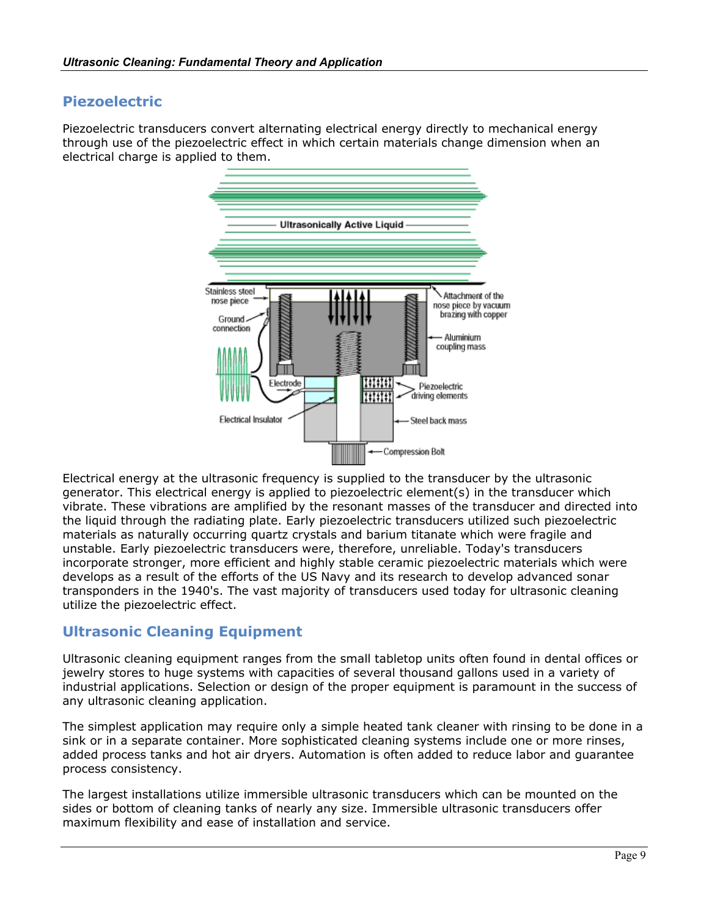## Piezoelectric

Piezoelectric transducers convert alternating electrical energy directly to mechanical energy through use of the piezoelectric effect in which certain materials change dimension when an electrical charge is applied to them.

Electrical energy at the ultrasonic frequency is supplied to the transducer by the ultrasonic generator. This electrical energy is applied to piezoelectric element(s) in the transducer which vibrate. These vibrations are amplified by the resonant masses of the transducer and directed into the liquid through the radiating plate. Early piezoelectric transducers utilized such piezoelectric materials as naturally occurring quartz crystals and barium titanate which were fragile and unstable. Early piezoelectric transducers were, therefore, unreliable. Today's transducers incorporate stronger, more efficient and highly stable ceramic piezoelectric materials which were develops as a result of the efforts of the US Navy and its research to develop advanced sonar transponders in the 1940's. The vast majority of transducers used today for ultrasonic cleaning utilize the piezoelectric effect.

## Ultrasonic Cleaning Equipment

Ultrasonic cleaning equipment ranges from the small tabletop units often found in dental offices or jewelry stores to huge systems with capacities of several thousand gallons used in a variety of industrial applications. Selection or design of the proper equipment is paramount in the success of any ultrasonic cleaning application.

The simplest application may require only a simple heated tank cleaner with rinsing to be done in a sink or in a separate container. More sophisticated cleaning systems include one or more rinses, added process tanks and hot air dryers. Automation is often added to reduce labor and guarantee process consistency.

The largest installations utilize immersible ultrasonic transducers which can be mounted on the sides or bottom of cleaning tanks of nearly any size. Immersible ultrasonic transducers offer maximum flexibility and ease of installation and service.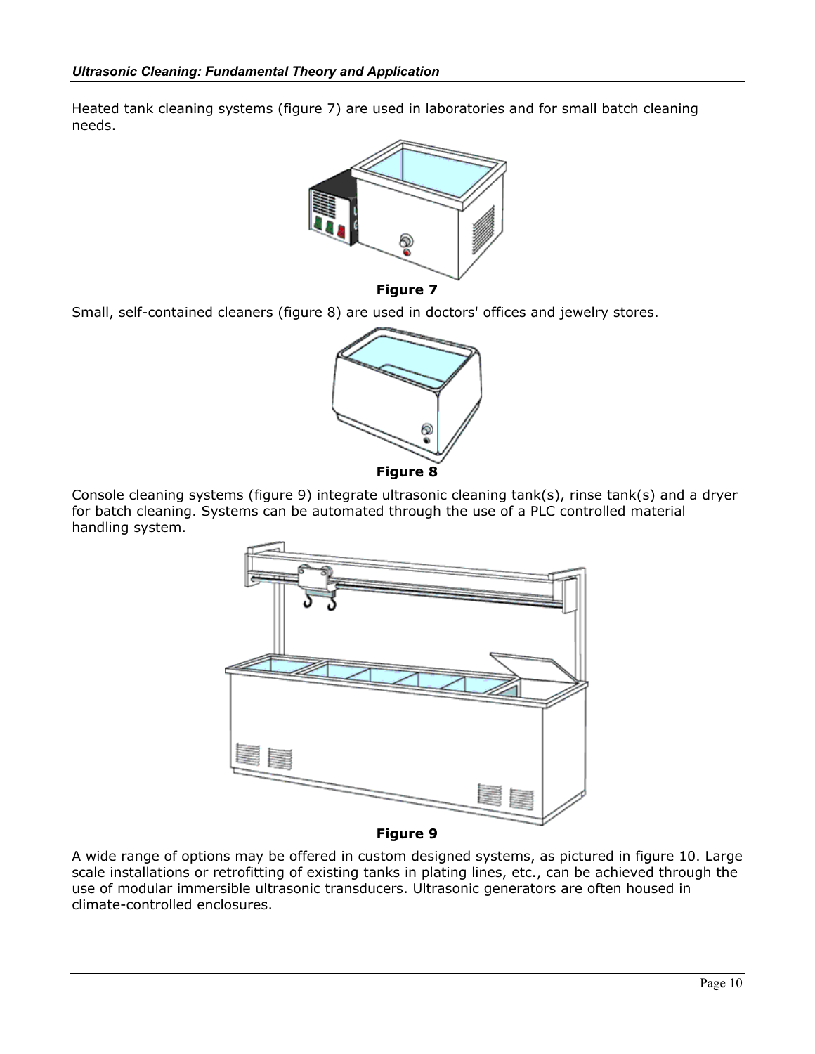Heated tank cleaning systems (figure 7) are used in laboratories and for small batch cleaning needs.

**Figure 7**

Small, self-contained cleaners (figure 8) are used in doctors' offices and jewelry stores.

**Figure 8**

Console cleaning systems (figure 9) integrate ultrasonic cleaning tank(s), rinse tank(s) and a dryer for batch cleaning. Systems can be automated through the use of a PLC controlled material handling system.

**Figure 9**

A wide range of options may be offered in custom designed systems, as pictured in figure 10. Large scale installations or retrofitting of existing tanks in plating lines, etc., can be achieved through the use of modular immersible ultrasonic transducers. Ultrasonic generators are often housed in climate-controlled enclosures.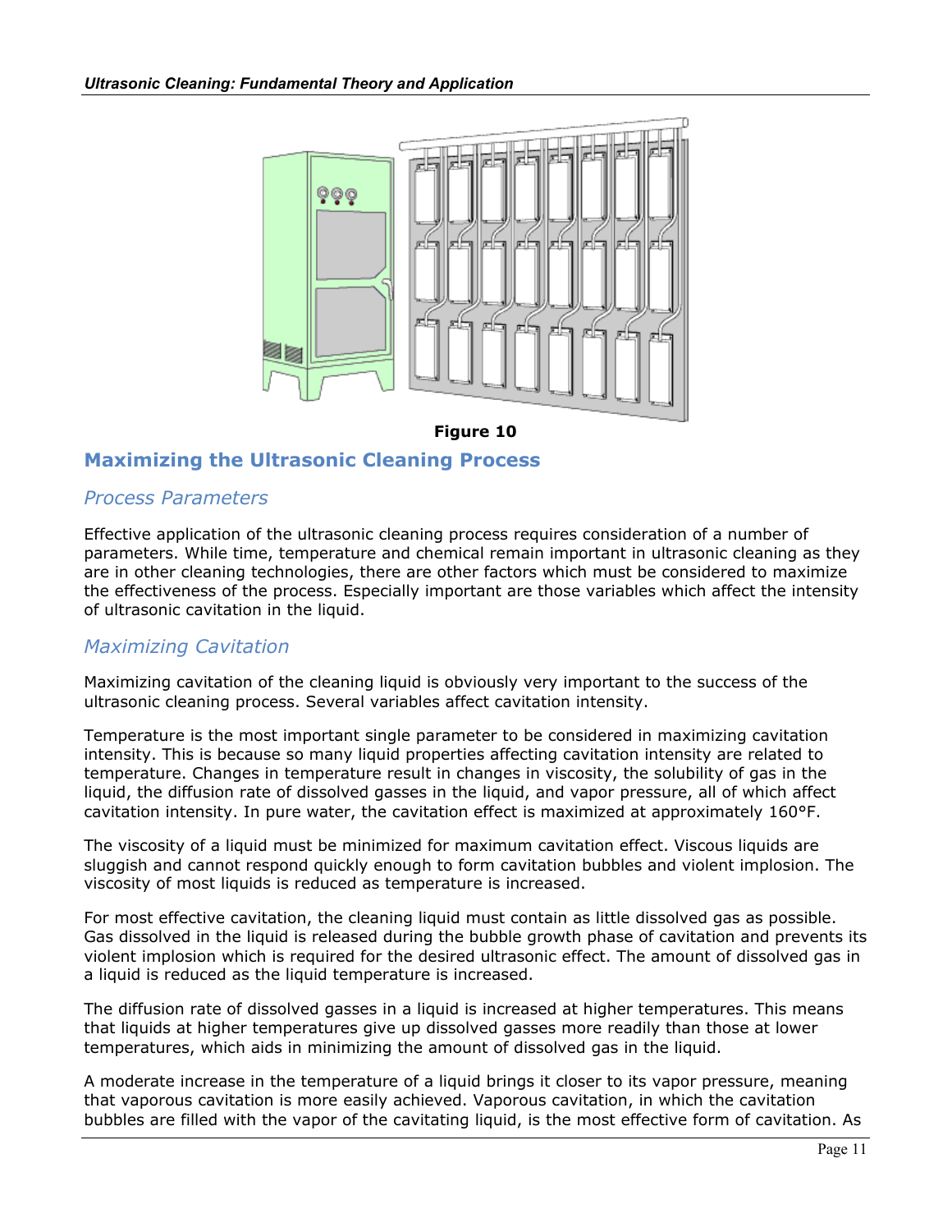Figure 10

## Maximizing the Ultrasonic Cleaning Process

### *Process Parameters*

Effective application of the ultrasonic cleaning process requires consideration of a number of parameters. While time, temperature and chemical remain important in ultrasonic cleaning as they are in other cleaning technologies, there are other factors which must be considered to maximize the effectiveness of the process. Especially important are those variables which affect the intensity of ultrasonic cavitation in the liquid.

### *Maximizing Cavitation*

Maximizing cavitation of the cleaning liquid is obviously very important to the success of the ultrasonic cleaning process. Several variables affect cavitation intensity.

Temperature is the most important single parameter to be considered in maximizing cavitation intensity. This is because so many liquid properties affecting cavitation intensity are related to temperature. Changes in temperature result in changes in viscosity, the solubility of gas in the liquid, the diffusion rate of dissolved gasses in the liquid, and vapor pressure, all of which affect cavitation intensity. In pure water, the cavitation effect is maximized at approximately 160°F.

The viscosity of a liquid must be minimized for maximum cavitation effect. Viscous liquids are sluggish and cannot respond quickly enough to form cavitation bubbles and violent implosion. The viscosity of most liquids is reduced as temperature is increased.

For most effective cavitation, the cleaning liquid must contain as little dissolved gas as possible. Gas dissolved in the liquid is released during the bubble growth phase of cavitation and prevents its violent implosion which is required for the desired ultrasonic effect. The amount of dissolved gas in a liquid is reduced as the liquid temperature is increased.

The diffusion rate of dissolved gasses in a liquid is increased at higher temperatures. This means that liquids at higher temperatures give up dissolved gasses more readily than those at lower temperatures, which aids in minimizing the amount of dissolved gas in the liquid.

A moderate increase in the temperature of a liquid brings it closer to its vapor pressure, meaning that vaporous cavitation is more easily achieved. Vaporous cavitation, in which the cavitation bubbles are filled with the vapor of the cavitating liquid, is the most effective form of cavitation. As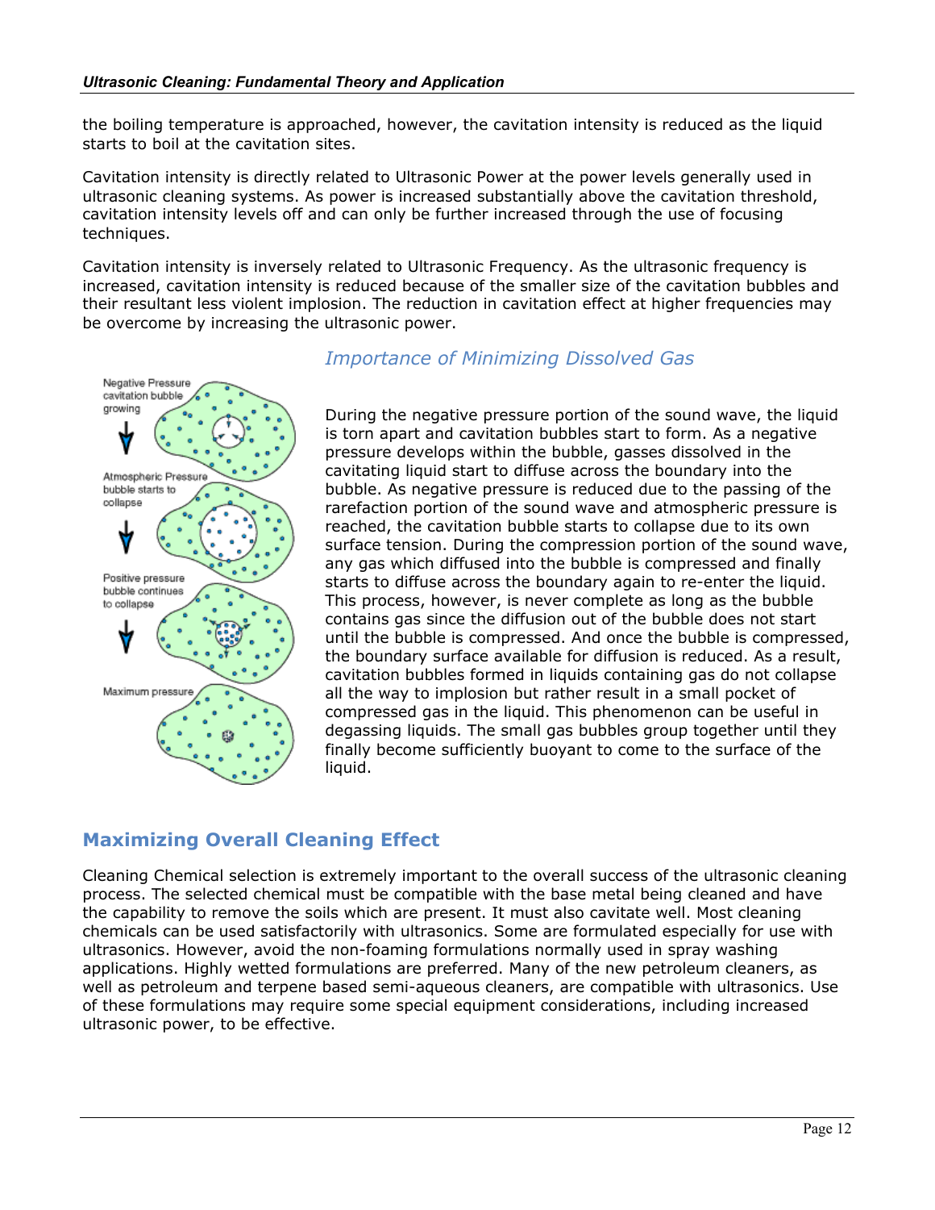the boiling temperature is approached, however, the cavitation intensity is reduced as the liquid starts to boil at the cavitation sites.

Cavitation intensity is directly related to Ultrasonic Power at the power levels generally used in ultrasonic cleaning systems. As power is increased substantially above the cavitation threshold, cavitation intensity levels off and can only be further increased through the use of focusing techniques.

Cavitation intensity is inversely related to Ultrasonic Frequency. As the ultrasonic frequency is increased, cavitation intensity is reduced because of the smaller size of the cavitation bubbles and their resultant less violent implosion. The reduction in cavitation effect at higher frequencies may be overcome by increasing the ultrasonic power.

### *Importance of Minimizing Dissolved Gas*

Negative Pressure cavitation bubble growing

Atmospheric Pressure bubble starts to collapse

Positive pressure bubble continues to collapse

Maximum pressure

During the negative pressure portion of the sound wave, the liquid is torn apart and cavitation bubbles start to form. As a negative pressure develops within the bubble, gasses dissolved in the cavitating liquid start to diffuse across the boundary into the bubble. As negative pressure is reduced due to the passing of the rarefaction portion of the sound wave and atmospheric pressure is reached, the cavitation bubble starts to collapse due to its own surface tension. During the compression portion of the sound wave, any gas which diffused into the bubble is compressed and finally starts to diffuse across the boundary again to re-enter the liquid. This process, however, is never complete as long as the bubble contains gas since the diffusion out of the bubble does not start until the bubble is compressed. And once the bubble is compressed, the boundary surface available for diffusion is reduced. As a result, cavitation bubbles formed in liquids containing gas do not collapse all the way to implosion but rather result in a small pocket of compressed gas in the liquid. This phenomenon can be useful in degassing liquids. The small gas bubbles group together until they finally become sufficiently buoyant to come to the surface of the liquid.

## Maximizing Overall Cleaning Effect

Cleaning Chemical selection is extremely important to the overall success of the ultrasonic cleaning process. The selected chemical must be compatible with the base metal being cleaned and have the capability to remove the soils which are present. It must also cavitate well. Most cleaning chemicals can be used satisfactorily with ultrasonics. Some are formulated especially for use with ultrasonics. However, avoid the non-foaming formulations normally used in spray washing applications. Highly wetted formulations are preferred. Many of the new petroleum cleaners, as well as petroleum and terpene based semi-aqueous cleaners, are compatible with ultrasonics. Use of these formulations may require some special equipment considerations, including increased ultrasonic power, to be effective.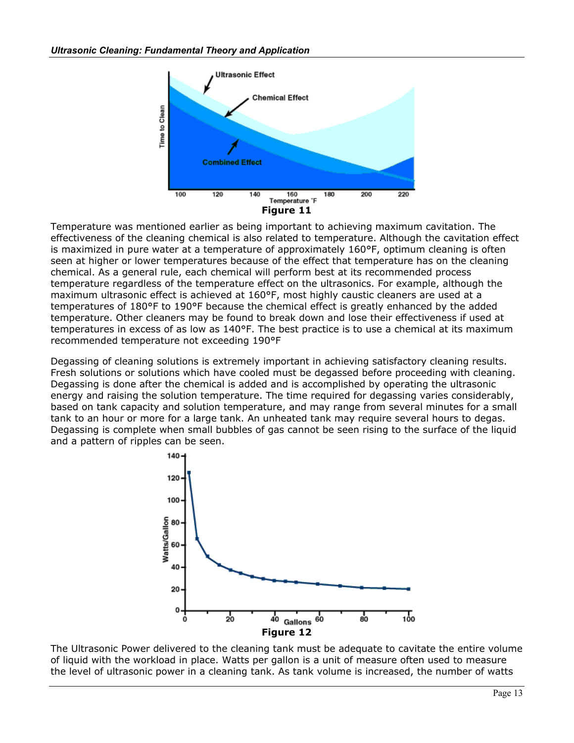Figure 11

Temperature was mentioned earlier as being important to achieving maximum cavitation. The effectiveness of the cleaning chemical is also related to temperature. Although the cavitation effect is maximized in pure water at a temperature of approximately 160°F, optimum cleaning is often seen at higher or lower temperatures because of the effect that temperature has on the cleaning chemical. As a general rule, each chemical will perform best at its recommended process temperature regardless of the temperature effect on the ultrasonics. For example, although the maximum ultrasonic effect is achieved at 160°F, most highly caustic cleaners are used at a temperatures of 180°F to 190°F because the chemical effect is greatly enhanced by the added temperature. Other cleaners may be found to break down and lose their effectiveness if used at temperatures in excess of as low as 140°F. The best practice is to use a chemical at its maximum recommended temperature not exceeding 190°F

Degassing of cleaning solutions is extremely important in achieving satisfactory cleaning results. Fresh solutions or solutions which have cooled must be degassed before proceeding with cleaning. Degassing is done after the chemical is added and is accomplished by operating the ultrasonic energy and raising the solution temperature. The time required for degassing varies considerably, based on tank capacity and solution temperature, and may range from several minutes for a small tank to an hour or more for a large tank. An unheated tank may require several hours to degas. Degassing is complete when small bubbles of gas cannot be seen rising to the surface of the liquid and a pattern of ripples can be seen.

Figure 12

The Ultrasonic Power delivered to the cleaning tank must be adequate to cavitate the entire volume of liquid with the workload in place. Watts per gallon is a unit of measure often used to measure the level of ultrasonic power in a cleaning tank. As tank volume is increased, the number of watts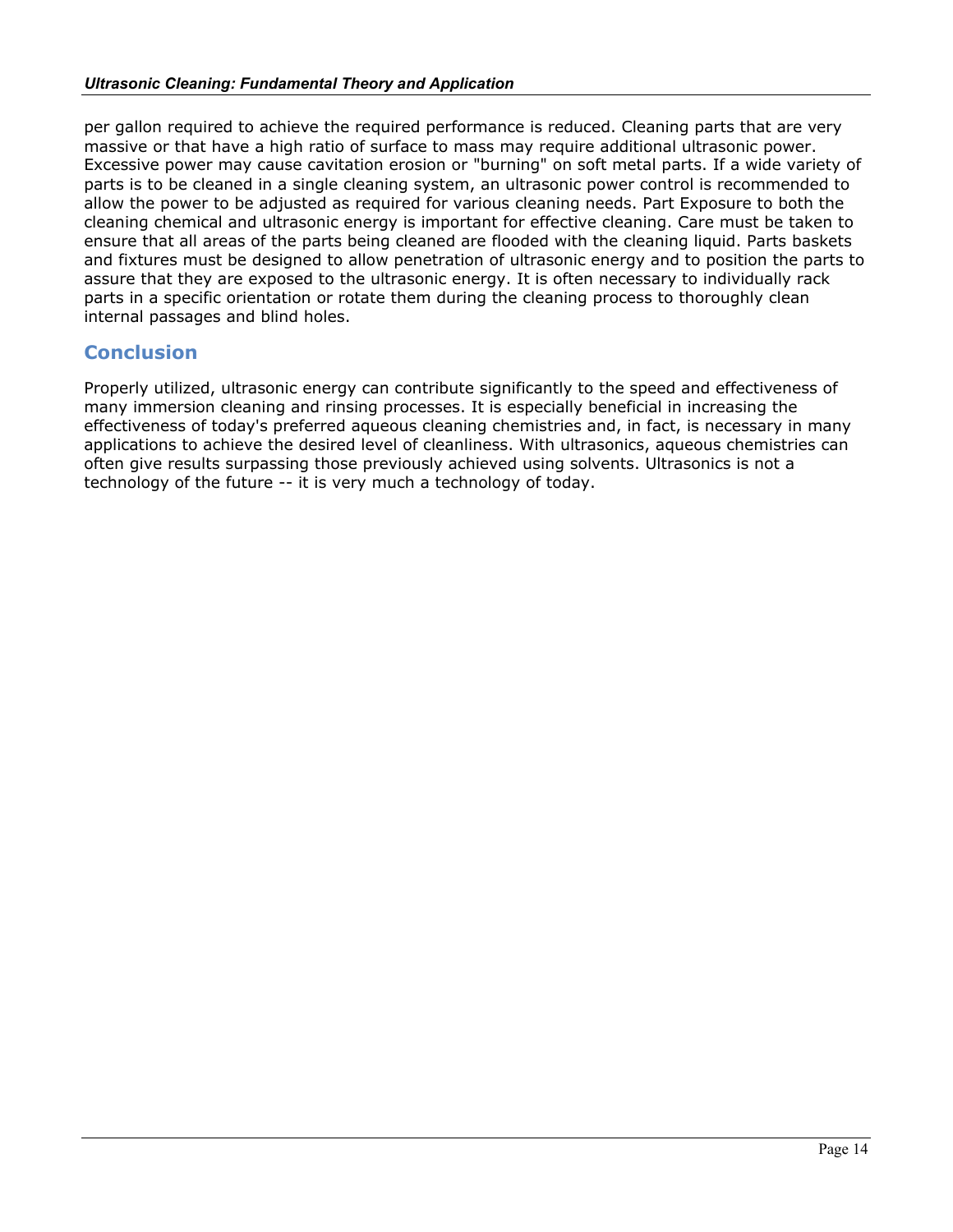per gallon required to achieve the required performance is reduced. Cleaning parts that are very massive or that have a high ratio of surface to mass may require additional ultrasonic power. Excessive power may cause cavitation erosion or "burning" on soft metal parts. If a wide variety of parts is to be cleaned in a single cleaning system, an ultrasonic power control is recommended to allow the power to be adjusted as required for various cleaning needs. Part Exposure to both the cleaning chemical and ultrasonic energy is important for effective cleaning. Care must be taken to ensure that all areas of the parts being cleaned are flooded with the cleaning liquid. Parts baskets and fixtures must be designed to allow penetration of ultrasonic energy and to position the parts to assure that they are exposed to the ultrasonic energy. It is often necessary to individually rack parts in a specific orientation or rotate them during the cleaning process to thoroughly clean internal passages and blind holes.

## Conclusion

Properly utilized, ultrasonic energy can contribute significantly to the speed and effectiveness of many immersion cleaning and rinsing processes. It is especially beneficial in increasing the effectiveness of today's preferred aqueous cleaning chemistries and, in fact, is necessary in many applications to achieve the desired level of cleanliness. With ultrasonics, aqueous chemistries can often give results surpassing those previously achieved using solvents. Ultrasonics is not a technology of the future -- it is very much a technology of today.